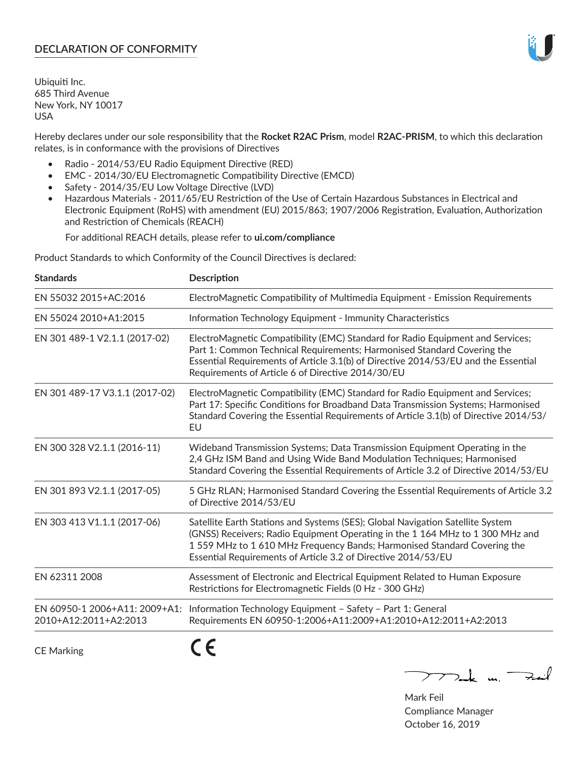# DECLARATION OF CONFORMITY

Ubiquiti Inc.
685 Third Avenue
New York, NY 10017
USA

Hereby declares under our sole responsibility that the **Rocket R2AC Prism**, model **R2AC-PRISM**, to which this declaration relates, is in conformance with the provisions of Directives

- Radio - 2014/53/EU Radio Equipment Directive (RED)
- EMC - 2014/30/EU Electromagnetic Compatibility Directive (EMCD)
- Safety - 2014/35/EU Low Voltage Directive (LVD)
- Hazardous Materials - 2011/65/EU Restriction of the Use of Certain Hazardous Substances in Electrical and Electronic Equipment (RoHS) with amendment (EU) 2015/863; 1907/2006 Registration, Evaluation, Authorization and Restriction of Chemicals (REACH)

  For additional REACH details, please refer to **ui.com/compliance**

Product Standards to which Conformity of the Council Directives is declared:

| Standards | Description |
|---|---|
| EN 55032 2015+AC:2016 | ElectroMagnetic Compatibility of Multimedia Equipment - Emission Requirements |
| EN 55024 2010+A1:2015 | Information Technology Equipment - Immunity Characteristics |
| EN 301 489-1 V2.1.1 (2017-02) | ElectroMagnetic Compatibility (EMC) Standard for Radio Equipment and Services; Part 1: Common Technical Requirements; Harmonised Standard Covering the Essential Requirements of Article 3.1(b) of Directive 2014/53/EU and the Essential Requirements of Article 6 of Directive 2014/30/EU |
| EN 301 489-17 V3.1.1 (2017-02) | ElectroMagnetic Compatibility (EMC) Standard for Radio Equipment and Services; Part 17: Specific Conditions for Broadband Data Transmission Systems; Harmonised Standard Covering the Essential Requirements of Article 3.1(b) of Directive 2014/53/EU |
| EN 300 328 V2.1.1 (2016-11) | Wideband Transmission Systems; Data Transmission Equipment Operating in the 2,4 GHz ISM Band and Using Wide Band Modulation Techniques; Harmonised Standard Covering the Essential Requirements of Article 3.2 of Directive 2014/53/EU |
| EN 301 893 V2.1.1 (2017-05) | 5 GHz RLAN; Harmonised Standard Covering the Essential Requirements of Article 3.2 of Directive 2014/53/EU |
| EN 303 413 V1.1.1 (2017-06) | Satellite Earth Stations and Systems (SES); Global Navigation Satellite System (GNSS) Receivers; Radio Equipment Operating in the 1 164 MHz to 1 300 MHz and 1 559 MHz to 1 610 MHz Frequency Bands; Harmonised Standard Covering the Essential Requirements of Article 3.2 of Directive 2014/53/EU |
| EN 62311 2008 | Assessment of Electronic and Electrical Equipment Related to Human Exposure Restrictions for Electromagnetic Fields (0 Hz - 300 GHz) |
| EN 60950-1 2006+A11: 2009+A1: 2010+A12:2011+A2:2013 | Information Technology Equipment – Safety – Part 1: General Requirements EN 60950-1:2006+A11:2009+A1:2010+A12:2011+A2:2013 |
| CE Marking | CE |

Mark Feil
Compliance Manager
October 16, 2019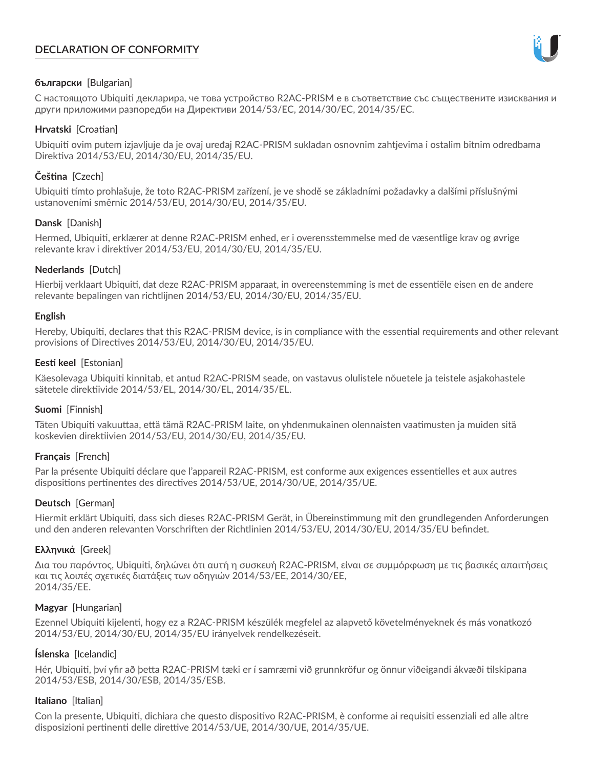# DECLARATION OF CONFORMITY

**български** [Bulgarian]

С настоящото Ubiquiti декларира, че това устройство R2AC-PRISM е в съответствие със съществените изисквания и други приложими разпоредби на Директиви 2014/53/EC, 2014/30/ЕС, 2014/35/ЕС.

**Hrvatski** [Croatian]

Ubiquiti ovim putem izjavljuje da je ovaj uređaj R2AC-PRISM sukladan osnovnim zahtjevima i ostalim bitnim odredbama Direktiva 2014/53/EU, 2014/30/EU, 2014/35/EU.

**Čeština** [Czech]

Ubiquiti tímto prohlašuje, že toto R2AC-PRISM zařízení, je ve shodě se základními požadavky a dalšími příslušnými ustanoveními směrnic 2014/53/EU, 2014/30/EU, 2014/35/EU.

**Dansk** [Danish]

Hermed, Ubiquiti, erklærer at denne R2AC-PRISM enhed, er i overensstemmelse med de væsentlige krav og øvrige relevante krav i direktiver 2014/53/EU, 2014/30/EU, 2014/35/EU.

**Nederlands** [Dutch]

Hierbij verklaart Ubiquiti, dat deze R2AC-PRISM apparaat, in overeenstemming is met de essentiële eisen en de andere relevante bepalingen van richtlijnen 2014/53/EU, 2014/30/EU, 2014/35/EU.

**English**

Hereby, Ubiquiti, declares that this R2AC-PRISM device, is in compliance with the essential requirements and other relevant provisions of Directives 2014/53/EU, 2014/30/EU, 2014/35/EU.

**Eesti keel** [Estonian]

Käesolevaga Ubiquiti kinnitab, et antud R2AC-PRISM seade, on vastavus olulistele nõuetele ja teistele asjakohastele sätetele direktiivide 2014/53/EL, 2014/30/EL, 2014/35/EL.

**Suomi** [Finnish]

Täten Ubiquiti vakuuttaa, että tämä R2AC-PRISM laite, on yhdenmukainen olennaisten vaatimusten ja muiden sitä koskevien direktiivien 2014/53/EU, 2014/30/EU, 2014/35/EU.

**Français** [French]

Par la présente Ubiquiti déclare que l'appareil R2AC-PRISM, est conforme aux exigences essentielles et aux autres dispositions pertinentes des directives 2014/53/UE, 2014/30/UE, 2014/35/UE.

**Deutsch** [German]

Hiermit erklärt Ubiquiti, dass sich dieses R2AC-PRISM Gerät, in Übereinstimmung mit den grundlegenden Anforderungen und den anderen relevanten Vorschriften der Richtlinien 2014/53/EU, 2014/30/EU, 2014/35/EU befindet.

**Ελληνικά** [Greek]

Δια του παρόντος, Ubiquiti, δηλώνει ότι αυτή η συσκευή R2AC-PRISM, είναι σε συμμόρφωση με τις βασικές απαιτήσεις και τις λοιπές σχετικές διατάξεις των οδηγιών 2014/53/EE, 2014/30/EE,
2014/35/EE.

**Magyar** [Hungarian]

Ezennel Ubiquiti kijelenti, hogy ez a R2AC-PRISM készülék megfelel az alapvető követelményeknek és más vonatkozó 2014/53/EU, 2014/30/EU, 2014/35/EU irányelvek rendelkezéseit.

**Íslenska** [Icelandic]

Hér, Ubiquiti, því yfir að þetta R2AC-PRISM tæki er í samræmi við grunnkröfur og önnur viðeigandi ákvæði tilskipana 2014/53/ESB, 2014/30/ESB, 2014/35/ESB.

**Italiano** [Italian]

Con la presente, Ubiquiti, dichiara che questo dispositivo R2AC-PRISM, è conforme ai requisiti essenziali ed alle altre disposizioni pertinenti delle direttive 2014/53/UE, 2014/30/UE, 2014/35/UE.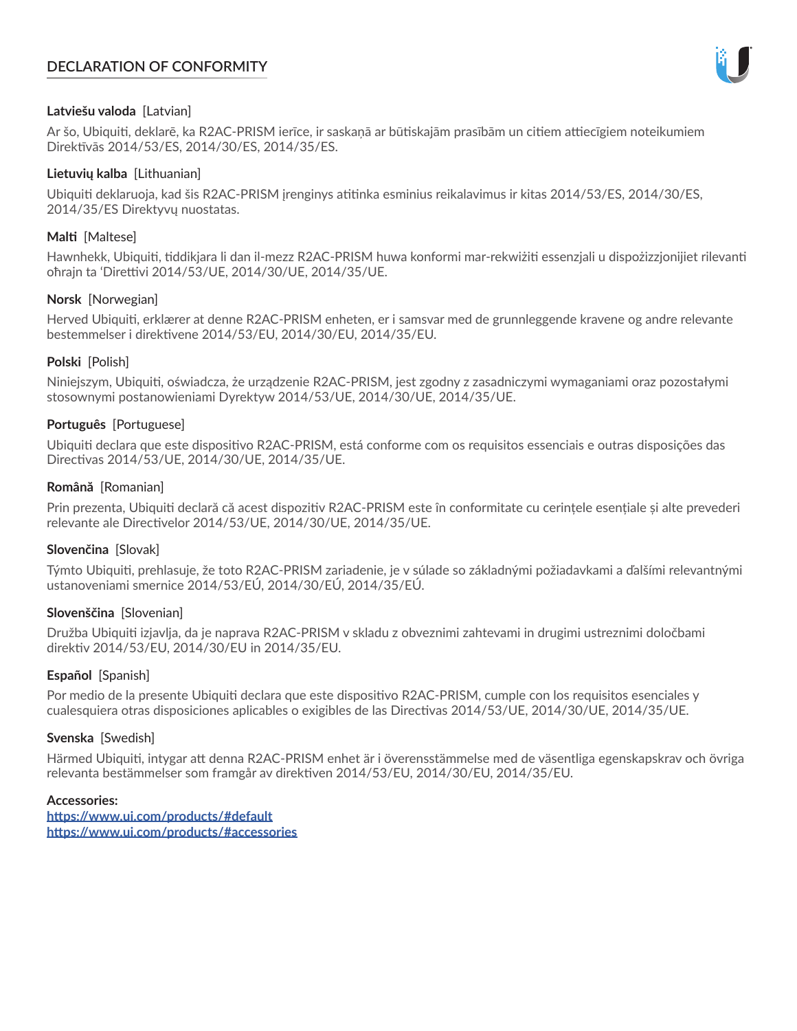# DECLARATION OF CONFORMITY

**Latviešu valoda** [Latvian]

Ar šo, Ubiquiti, deklarē, ka R2AC-PRISM ierīce, ir saskaņā ar būtiskajām prasībām un citiem attiecīgiem noteikumiem Direktīvās 2014/53/ES, 2014/30/ES, 2014/35/ES.

**Lietuvių kalba** [Lithuanian]

Ubiquiti deklaruoja, kad šis R2AC-PRISM įrenginys atitinka esminius reikalavimus ir kitas 2014/53/ES, 2014/30/ES, 2014/35/ES Direktyvų nuostatas.

**Malti** [Maltese]

Hawnhekk, Ubiquiti, tiddikjara li dan il-mezz R2AC-PRISM huwa konformi mar-rekwiżiti essenzjali u dispożizzjonijiet rilevanti oħrajn ta 'Direttivi 2014/53/UE, 2014/30/UE, 2014/35/UE.

**Norsk** [Norwegian]

Herved Ubiquiti, erklærer at denne R2AC-PRISM enheten, er i samsvar med de grunnleggende kravene og andre relevante bestemmelser i direktivene 2014/53/EU, 2014/30/EU, 2014/35/EU.

**Polski** [Polish]

Niniejszym, Ubiquiti, oświadcza, że urządzenie R2AC-PRISM, jest zgodny z zasadniczymi wymaganiami oraz pozostałymi stosownymi postanowieniami Dyrektyw 2014/53/UE, 2014/30/UE, 2014/35/UE.

**Português** [Portuguese]

Ubiquiti declara que este dispositivo R2AC-PRISM, está conforme com os requisitos essenciais e outras disposições das Directivas 2014/53/UE, 2014/30/UE, 2014/35/UE.

**Română** [Romanian]

Prin prezenta, Ubiquiti declară că acest dispozitiv R2AC-PRISM este în conformitate cu cerințele esențiale și alte prevederi relevante ale Directivelor 2014/53/UE, 2014/30/UE, 2014/35/UE.

**Slovenčina** [Slovak]

Týmto Ubiquiti, prehlasuje, že toto R2AC-PRISM zariadenie, je v súlade so základnými požiadavkami a ďalšími relevantnými ustanoveniami smernice 2014/53/EÚ, 2014/30/EÚ, 2014/35/EÚ.

**Slovenščina** [Slovenian]

Družba Ubiquiti izjavlja, da je naprava R2AC-PRISM v skladu z obveznimi zahtevami in drugimi ustreznimi določbami direktiv 2014/53/EU, 2014/30/EU in 2014/35/EU.

**Español** [Spanish]

Por medio de la presente Ubiquiti declara que este dispositivo R2AC-PRISM, cumple con los requisitos esenciales y cualesquiera otras disposiciones aplicables o exigibles de las Directivas 2014/53/UE, 2014/30/UE, 2014/35/UE.

**Svenska** [Swedish]

Härmed Ubiquiti, intygar att denna R2AC-PRISM enhet är i överensstämmelse med de väsentliga egenskapskrav och övriga relevanta bestämmelser som framgår av direktiven 2014/53/EU, 2014/30/EU, 2014/35/EU.

**Accessories:**
[https://www.ui.com/products/#default](https://www.ui.com/products/#default)
[https://www.ui.com/products/#accessories](https://www.ui.com/products/#accessories)